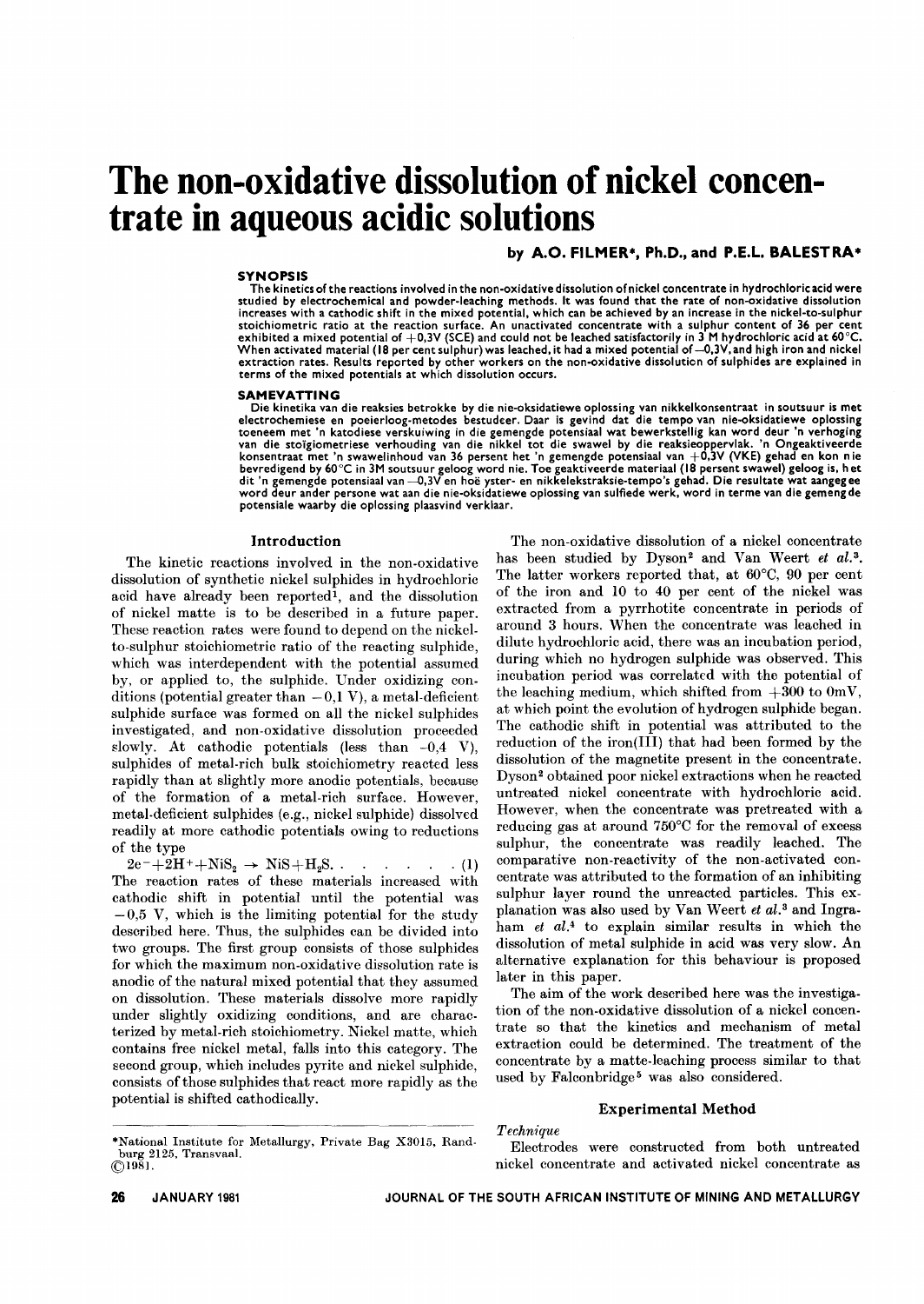# The non-oxidative dissolution of nickel concentrate in aqueous acidic solutions

**by A.O. FILMER\*, Ph.D., and P.E.L. BALESTRA\***

### SYNOPSIS

The kinetics of the reactions involved in the non-oxidative dissolution of nickel concentrate in hydrochloric acid were studied by electrochemical and powder-leaching methods. It was found that the rate of non-oxidative dissolution increases with a cathodic shift in the mixed potential, which can be achieved by an increase in the nickel-to-sulphur stoichiometric ratio at the reaction surface. An unactivated concentrate with a sulphur content of 36 per cent exhibited a mixed potential of +0,3V (SCE) and could not be leached satisfactorily in 3 M hydrochloric acid at 60°C. When activated material (18 per cent sulphur) was leached, it had a mixed potential of –0,3V, and high iron and nickel extraction rates. Results reported by other workers on the non-oxidative dissolution of sulphides are explained in terms of the mixed potentials at which dissolution occurs.

### SAMEVATTING

Die kinetika van die reaksies betrokke by die nie-oksidatiewe oplossing van nikkelkonsentraat in soutsuur is met electrochemiese en poeierloog-metodes bestudeer. Daar is gevind dat die tempo van nie-oksidatiewe oplossing toeneem met 'n katodiese verskuiwing in die gemengde potensiaal wat bewerkstellig kan word deur 'n verhoging van die stoïgiometriese verhouding van die nikkel tot die swawel by die reaksieoppervlak. 'n Ongeaktiveerde konsentraat met 'n swawelinhoud van 36 persent het 'n gemengde potensiaal van +0,3V (VKE) gehad en kon nie bevredigend by 60°C in 3M soutsuur geloog word nie. Toe geaktiveerde materiaal (18 persent swawel) geloog is, het dit 'n gemengde potensiaal van –0,3V en hoë yster- en nikkelekstraksie-tempo's gehad. Die resultate wat aangegee word deur ander persone wat aan die nie-oksidatiewe oplossing van sulfiede werk, word in terme van die gemengde potensiale waarby die oplossing plaasvind verklaar.

## Introduction

The kinetic reactions involved in the non-oxidative dissolution of synthetic nickel sulphides in hydrochloric acid have already been reported[1], and the dissolution of nickel matte is to be described in a future paper. These reaction rates were found to depend on the nickel-to-sulphur stoichiometric ratio of the reacting sulphide, which was interdependent with the potential assumed by, or applied to, the sulphide. Under oxidizing conditions (potential greater than –0,1 V), a metal-deficient sulphide surface was formed on all the nickel sulphides investigated, and non-oxidative dissolution proceeded slowly. At cathodic potentials (less than –0,4 V), sulphides of metal-rich bulk stoichiometry reacted less rapidly than at slightly more anodic potentials, because of the formation of a metal-rich surface. However, metal-deficient sulphides (e.g., nickel sulphide) dissolved readily at more cathodic potentials owing to reductions of the type

$$2e^- + 2H^+ + NiS_2 \rightarrow NiS + H_2S. \quad \quad (1)$$

The reaction rates of these materials increased with cathodic shift in potential until the potential was –0,5 V, which is the limiting potential for the study described here. Thus, the sulphides can be divided into two groups. The first group consists of those sulphides for which the maximum non-oxidative dissolution rate is anodic of the natural mixed potential that they assumed on dissolution. These materials dissolve more rapidly under slightly oxidizing conditions, and are characterized by metal-rich stoichiometry. Nickel matte, which contains free nickel metal, falls into this category. The second group, which includes pyrite and nickel sulphide, consists of those sulphides that react more rapidly as the potential is shifted cathodically.

The non-oxidative dissolution of a nickel concentrate has been studied by Dyson[2] and Van Weert *et al.*[3]. The latter workers reported that, at 60°C, 90 per cent of the iron and 10 to 40 per cent of the nickel was extracted from a pyrrhotite concentrate in periods of around 3 hours. When the concentrate was leached in dilute hydrochloric acid, there was an incubation period, during which no hydrogen sulphide was observed. This incubation period was correlated with the potential of the leaching medium, which shifted from +300 to 0mV, at which point the evolution of hydrogen sulphide began. The cathodic shift in potential was attributed to the reduction of the iron(III) that had been formed by the dissolution of the magnetite present in the concentrate. Dyson[2] obtained poor nickel extractions when he reacted untreated nickel concentrate with hydrochloric acid. However, when the concentrate was pretreated with a reducing gas at around 750°C for the removal of excess sulphur, the concentrate was readily leached. The comparative non-reactivity of the non-activated concentrate was attributed to the formation of an inhibiting sulphur layer round the unreacted particles. This explanation was also used by Van Weert *et al.*[3] and Ingraham *et al.*[4] to explain similar results in which the dissolution of metal sulphide in acid was very slow. An alternative explanation for this behaviour is proposed later in this paper.

The aim of the work described here was the investigation of the non-oxidative dissolution of a nickel concentrate so that the kinetics and mechanism of metal extraction could be determined. The treatment of the concentrate by a matte-leaching process similar to that used by Falconbridge[5] was also considered.

## Experimental Method

*Technique*

Electrodes were constructed from both untreated nickel concentrate and activated nickel concentrate as

\*National Institute for Metallurgy, Private Bag X3015, Randburg 2125, Transvaal.
©1981.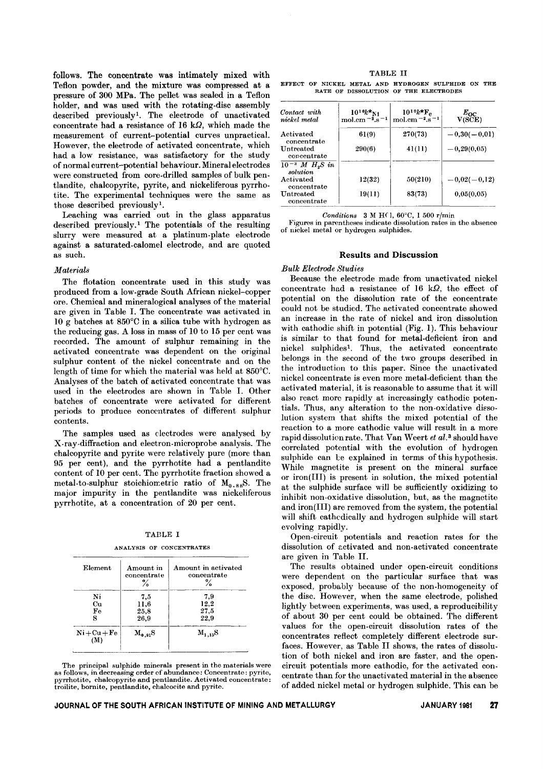follows. The concentrate was intimately mixed with Teflon powder, and the mixture was compressed at a pressure of 300 MPa. The pellet was sealed in a Teflon holder, and was used with the rotating-disc assembly described previously[1]. The electrode of unactivated concentrate had a resistance of 16 kΩ, which made the measurement of current-potential curves unpractical. However, the electrode of activated concentrate, which had a low resistance, was satisfactory for the study of normal current-potential behaviour. Mineral electrodes were constructed from core-drilled samples of bulk pentlandite, chalcopyrite, pyrite, and nickeliferous pyrrhotite. The experimental techniques were the same as those described previously[1].

Leaching was carried out in the glass apparatus described previously.[1] The potentials of the resulting slurry were measured at a platinum-plate electrode against a saturated-calomel electrode, and are quoted as such.

### *Materials*

The flotation concentrate used in this study was produced from a low-grade South African nickel-copper ore. Chemical and mineralogical analyses of the material are given in Table I. The concentrate was activated in 10 g batches at 850°C in a silica tube with hydrogen as the reducing gas. A loss in mass of 10 to 15 per cent was recorded. The amount of sulphur remaining in the activated concentrate was dependent on the original sulphur content of the nickel concentrate and on the length of time for which the material was held at 850°C. Analyses of the batch of activated concentrate that was used in the electrodes are shown in Table I. Other batches of concentrate were activated for different periods to produce concentrates of different sulphur contents.

The samples used as electrodes were analysed by X-ray-diffraction and electron-microprobe analysis. The chalcopyrite and pyrite were relatively pure (more than 95 per cent), and the pyrrhotite had a pentlandite content of 10 per cent. The pyrrhotite fraction showed a metal-to-sulphur stoichiometric ratio of $M_{0,88}S$. The major impurity in the pentlandite was nickeliferous pyrrhotite, at a concentration of 20 per cent.

TABLE I

ANALYSIS OF CONCENTRATES

| Element | Amount in concentrate % | Amount in activated concentrate % |
|---|---|---|
| Ni | 7,5 | 7,9 |
| Cu | 11,6 | 12,2 |
| Fe | 25,8 | 27,5 |
| S | 26,9 | 22,9 |
| Ni+Cu+Fe (M) | $M_{0,91}S$ | $M_{1,15}S$ |

The principal sulphide minerals present in the materials were as follows, in decreasing order of abundance: Concentrate: pyrite, pyrrhotite, chalcopyrite and pentlandite. Activated concentrate: troilite, bornite, pentlandite, chalcocite and pyrite.

TABLE II

EFFECT OF NICKEL METAL AND HYDROGEN SULPHIDE ON THE RATE OF DISSOLUTION OF THE ELECTRODES

| *Contact with nickel metal* | $10^{10}k^*_{Ni}$ mol.cm$^{-2}$.s$^{-1}$ | $10^{10}k^*_{Fe}$ mol.cm$^{-2}$.s$^{-1}$ | $E_{OC}$ V(SCE) |
|---|---|---|---|
| Activated concentrate | 61(9) | 270(73) | −0,30(−0,01) |
| Untreated concentrate | 290(6) | 41(11) | −0,29(0,05) |
| *$10^{-3}$ M $H_2S$ in solution* | | | |
| Activated concentrate | 12(32) | 50(210) | −0,02(−0,12) |
| Untreated concentrate | 19(11) | 83(73) | 0,05(0,05) |

*Conditions* 3 M HCl, 60°C, 1 500 r/min

Figures in parentheses indicate dissolution rates in the absence of nickel metal or hydrogen sulphides.

## Results and Discussion

### *Bulk Electrode Studies*

Because the electrode made from unactivated nickel concentrate had a resistance of 16 kΩ, the effect of potential on the dissolution rate of the concentrate could not be studied. The activated concentrate showed an increase in the rate of nickel and iron dissolution with cathodic shift in potential (Fig. 1). This behaviour is similar to that found for metal-deficient iron and nickel sulphides[1]. Thus, the activated concentrate belongs in the second of the two groups described in the introduction to this paper. Since the unactivated nickel concentrate is even more metal-deficient than the activated material, it is reasonable to assume that it will also react more rapidly at increasingly cathodic potentials. Thus, any alteration to the non-oxidative dissolution system that shifts the mixed potential of the reaction to a more cathodic value will result in a more rapid dissolution rate. That Van Weert *et al.*[3] should have correlated potential with the evolution of hydrogen sulphide can be explained in terms of this hypothesis. While magnetite is present on the mineral surface or iron(III) is present in solution, the mixed potential at the sulphide surface will be sufficiently oxidizing to inhibit non-oxidative dissolution, but, as the magnetite and iron(III) are removed from the system, the potential will shift cathodically and hydrogen sulphide will start evolving rapidly.

Open-circuit potentials and reaction rates for the dissolution of activated and non-activated concentrate are given in Table II.

The results obtained under open-circuit conditions were dependent on the particular surface that was exposed, probably because of the non-homogeneity of the disc. However, when the same electrode, polished lightly between experiments, was used, a reproducibility of about 30 per cent could be obtained. The different values for the open-circuit dissolution rates of the concentrates reflect completely different electrode surfaces. However, as Table II shows, the rates of dissolution of both nickel and iron are faster, and the open-circuit potentials more cathodic, for the activated concentrate than for the unactivated material in the absence of added nickel metal or hydrogen sulphide. This can be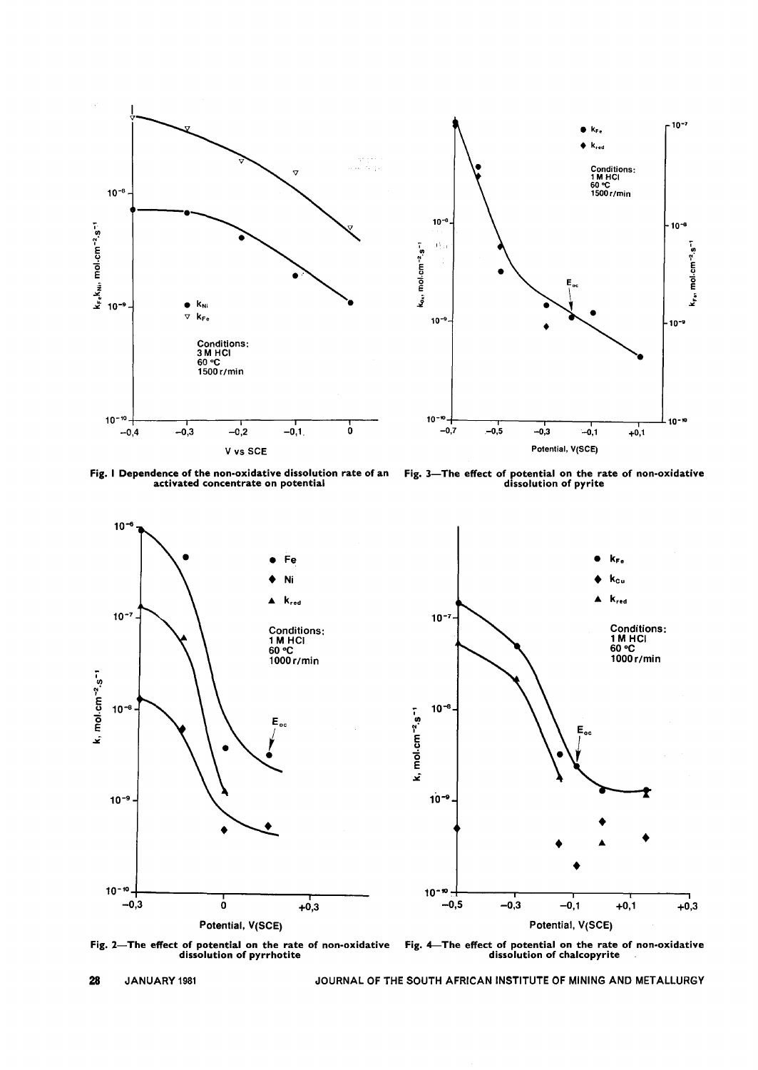Fig. 1 Dependence of the non-oxidative dissolution rate of an activated concentrate on potential

Fig. 3—The effect of potential on the rate of non-oxidative dissolution of pyrite

Fig. 2—The effect of potential on the rate of non-oxidative dissolution of pyrrhotite

Fig. 4—The effect of potential on the rate of non-oxidative dissolution of chalcopyrite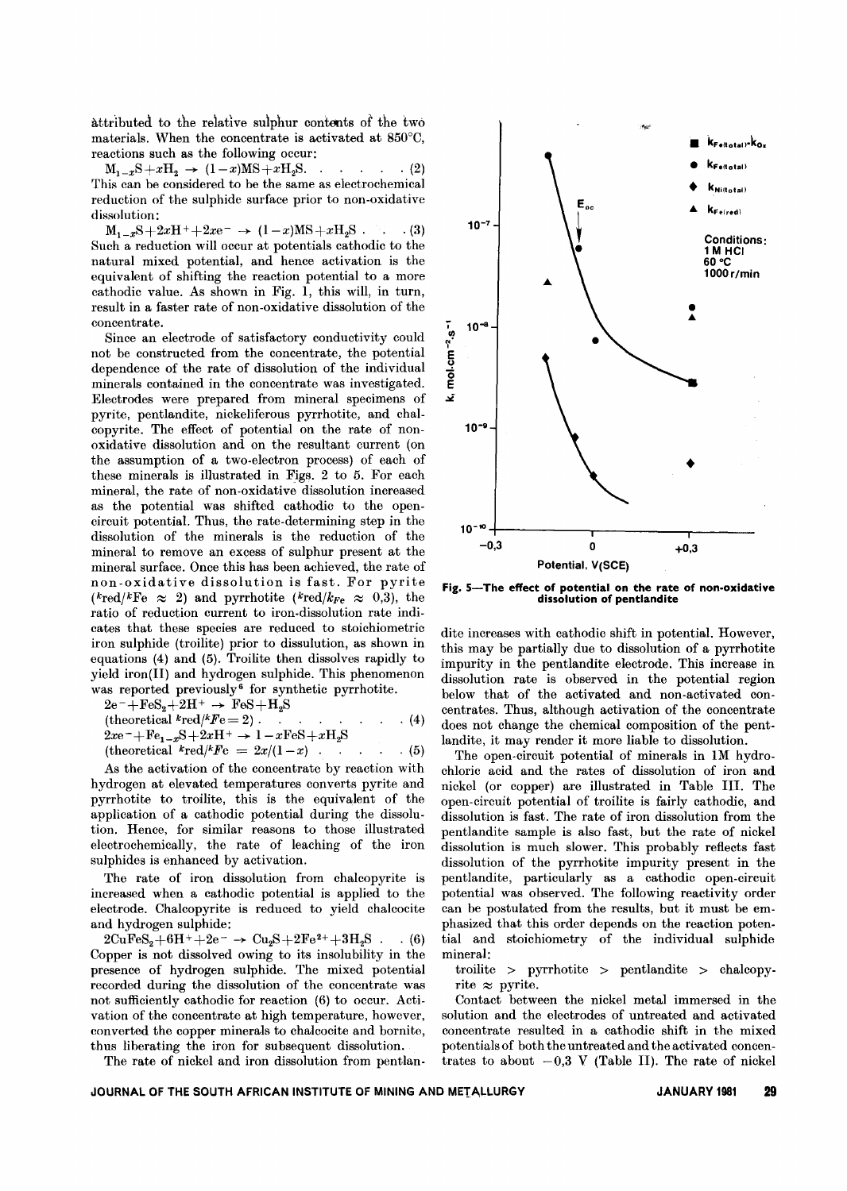attributed to the relative sulphur contents of the two materials. When the concentrate is activated at 850°C, reactions such as the following occur:

$$M_{1-x}S + xH_2 \rightarrow (1-x)MS + xH_2S. \quad \quad (2)$$

This can be considered to be the same as electrochemical reduction of the sulphide surface prior to non-oxidative dissolution:

$$M_{1-x}S + 2xH^+ + 2xe^- \rightarrow (1-x)MS + xH_2S \quad . \quad . \quad (3)$$

Such a reduction will occur at potentials cathodic to the natural mixed potential, and hence activation is the equivalent of shifting the reaction potential to a more cathodic value. As shown in Fig. 1, this will, in turn, result in a faster rate of non-oxidative dissolution of the concentrate.

Since an electrode of satisfactory conductivity could not be constructed from the concentrate, the potential dependence of the rate of dissolution of the individual minerals contained in the concentrate was investigated. Electrodes were prepared from mineral specimens of pyrite, pentlandite, nickeliferous pyrrhotite, and chalcopyrite. The effect of potential on the rate of non-oxidative dissolution and on the resultant current (on the assumption of a two-electron process) of each of these minerals is illustrated in Figs. 2 to 5. For each mineral, the rate of non-oxidative dissolution increased as the potential was shifted cathodic to the open-circuit potential. Thus, the rate-determining step in the dissolution of the minerals is the reduction of the mineral to remove an excess of sulphur present at the mineral surface. Once this has been achieved, the rate of non-oxidative dissolution is fast. For pyrite ($k_{red}/k_{Fe} \approx 2$) and pyrrhotite ($k_{red}/k_{Fe} \approx 0{,}3$), the ratio of reduction current to iron-dissolution rate indicates that these species are reduced to stoichiometric iron sulphide (troilite) prior to dissulution, as shown in equations (4) and (5). Troilite then dissolves rapidly to yield iron(II) and hydrogen sulphide. This phenomenon was reported previously[6] for synthetic pyrrhotite.

$$2e^- + FeS_2 + 2H^+ \rightarrow FeS + H_2S$$
$$(\text{theoretical } k_{red}/k_{Fe} = 2) \quad . \quad . \quad . \quad . \quad . \quad . \quad (4)$$

$$2xe^- + Fe_{1-x}S + 2xH^+ \rightarrow 1 - xFeS + xH_2S$$
$$(\text{theoretical } k_{red}/k_{Fe} = 2x/(1-x) \quad . \quad . \quad . \quad . \quad (5)$$

As the activation of the concentrate by reaction with hydrogen at elevated temperatures converts pyrite and pyrrhotite to troilite, this is the equivalent of the application of a cathodic potential during the dissolution. Hence, for similar reasons to those illustrated electrochemically, the rate of leaching of the iron sulphides is enhanced by activation.

The rate of iron dissolution from chalcopyrite is increased when a cathodic potential is applied to the electrode. Chalcopyrite is reduced to yield chalcocite and hydrogen sulphide:

$$2CuFeS_2 + 6H^+ + 2e^- \rightarrow Cu_2S + 2Fe^{2+} + 3H_2S \quad . \quad . \quad (6)$$

Copper is not dissolved owing to its insolubility in the presence of hydrogen sulphide. The mixed potential recorded during the dissolution of the concentrate was not sufficiently cathodic for reaction (6) to occur. Activation of the concentrate at high temperature, however, converted the copper minerals to chalcocite and bornite, thus liberating the iron for subsequent dissolution.

The rate of nickel and iron dissolution from pentlandite increases with cathodic shift in potential. However, this may be partially due to dissolution of a pyrrhotite impurity in the pentlandite electrode. This increase in dissolution rate is observed in the potential region below that of the activated and non-activated concentrates. Thus, although activation of the concentrate does not change the chemical composition of the pentlandite, it may render it more liable to dissolution.

**Fig. 5—The effect of potential on the rate of non-oxidative dissolution of pentlandite**

The open-circuit potential of minerals in 1M hydrochloric acid and the rates of dissolution of iron and nickel (or copper) are illustrated in Table III. The open-circuit potential of troilite is fairly cathodic, and dissolution is fast. The rate of iron dissolution from the pentlandite sample is also fast, but the rate of nickel dissolution is much slower. This probably reflects fast dissolution of the pyrrhotite impurity present in the pentlandite, particularly as a cathodic open-circuit potential was observed. The following reactivity order can be postulated from the results, but it must be emphasized that this order depends on the reaction potential and stoichiometry of the individual sulphide mineral:

troilite > pyrrhotite > pentlandite > chalcopyrite ≈ pyrite.

Contact between the nickel metal immersed in the solution and the electrodes of untreated and activated concentrate resulted in a cathodic shift in the mixed potentials of both the untreated and the activated concentrates to about −0,3 V (Table II). The rate of nickel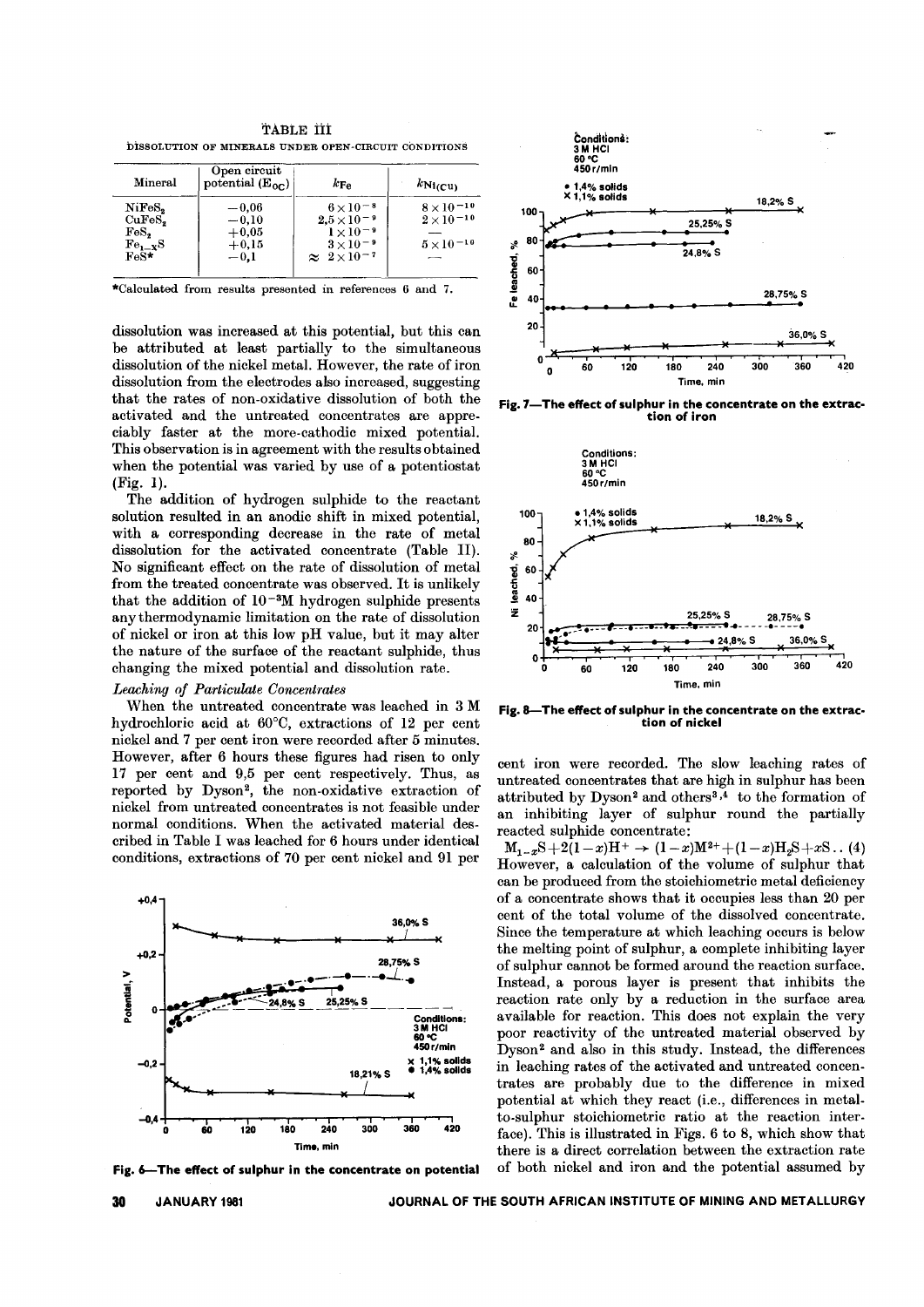TABLE III

DISSOLUTION OF MINERALS UNDER OPEN-CIRCUIT CONDITIONS

| Mineral | Open circuit potential ($E_{OC}$) | $k_{Fe}$ | $k_{Ni(Cu)}$ |
|---|---|---|---|
| $NiFeS_2$ | −0,06 | $6\times10^{-8}$ | $8\times10^{-10}$ |
| $CuFeS_2$ | −0,10 | $2,5\times10^{-9}$ | $2\times10^{-10}$ |
| $FeS_2$ | +0,05 | $1\times10^{-9}$ | — |
| $Fe_{1-x}S$ | +0,15 | $3\times10^{-9}$ | $5\times10^{-10}$ |
| FeS* | −0,1 | $\approx 2\times10^{-7}$ | — |

*Calculated from results presented in references 6 and 7.

dissolution was increased at this potential, but this can be attributed at least partially to the simultaneous dissolution of the nickel metal. However, the rate of iron dissolution from the electrodes also increased, suggesting that the rates of non-oxidative dissolution of both the activated and the untreated concentrates are appreciably faster at the more-cathodic mixed potential. This observation is in agreement with the results obtained when the potential was varied by use of a potentiostat (Fig. 1).

The addition of hydrogen sulphide to the reactant solution resulted in an anodic shift in mixed potential, with a corresponding decrease in the rate of metal dissolution for the activated concentrate (Table II). No significant effect on the rate of dissolution of metal from the treated concentrate was observed. It is unlikely that the addition of $10^{-3}$M hydrogen sulphide presents any thermodynamic limitation on the rate of dissolution of nickel or iron at this low pH value, but it may alter the nature of the surface of the reactant sulphide, thus changing the mixed potential and dissolution rate.

*Leaching of Particulate Concentrates*

When the untreated concentrate was leached in 3 M hydrochloric acid at 60°C, extractions of 12 per cent nickel and 7 per cent iron were recorded after 5 minutes. However, after 6 hours these figures had risen to only 17 per cent and 9,5 per cent respectively. Thus, as reported by Dyson[2], the non-oxidative extraction of nickel from untreated concentrates is not feasible under normal conditions. When the activated material described in Table I was leached for 6 hours under identical conditions, extractions of 70 per cent nickel and 91 per cent iron were recorded. The slow leaching rates of untreated concentrates that are high in sulphur has been attributed by Dyson[2] and others[3,4] to the formation of an inhibiting layer of sulphur round the partially reacted sulphide concentrate:

$$M_{1-x}S + 2(1-x)H^+ \rightarrow (1-x)M^{2+} + (1-x)H_2S + xS \quad .. (4)$$

However, a calculation of the volume of sulphur that can be produced from the stoichiometric metal deficiency of a concentrate shows that it occupies less than 20 per cent of the total volume of the dissolved concentrate. Since the temperature at which leaching occurs is below the melting point of sulphur, a complete inhibiting layer of sulphur cannot be formed around the reaction surface. Instead, a porous layer is present that inhibits the reaction rate only by a reduction in the surface area available for reaction. This does not explain the very poor reactivity of the untreated material observed by Dyson[2] and also in this study. Instead, the differences in leaching rates of the activated and untreated concentrates are probably due to the difference in mixed potential at which they react (i.e., differences in metal-to-sulphur stoichiometric ratio at the reaction interface). This is illustrated in Figs. 6 to 8, which show that there is a direct correlation between the extraction rate of both nickel and iron and the potential assumed by

Fig. 6—The effect of sulphur in the concentrate on potential

Fig. 7—The effect of sulphur in the concentrate on the extraction of iron

Fig. 8—The effect of sulphur in the concentrate on the extraction of nickel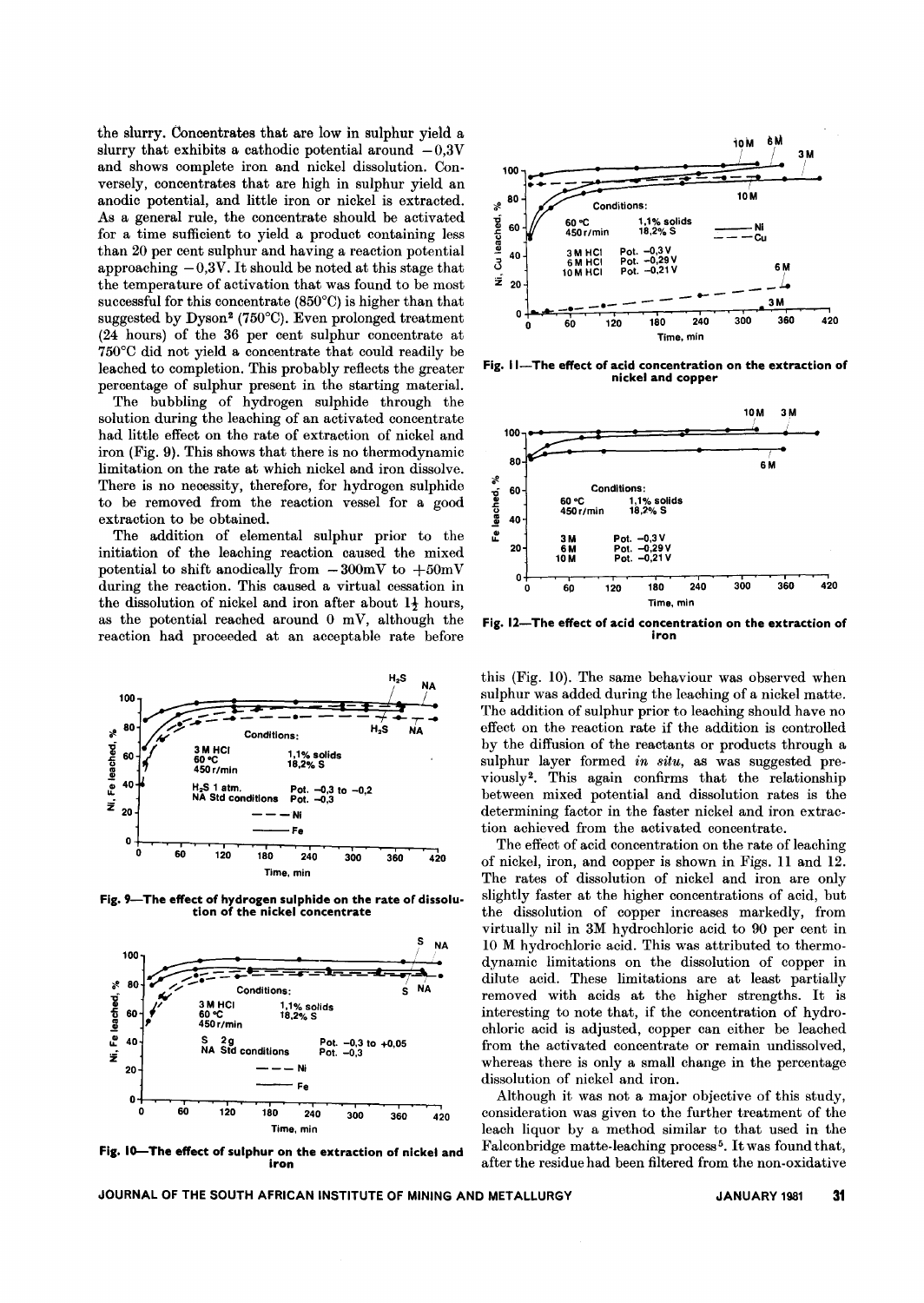the slurry. Concentrates that are low in sulphur yield a slurry that exhibits a cathodic potential around $-0,3$V and shows complete iron and nickel dissolution. Conversely, concentrates that are high in sulphur yield an anodic potential, and little iron or nickel is extracted. As a general rule, the concentrate should be activated for a time sufficient to yield a product containing less than 20 per cent sulphur and having a reaction potential approaching $-0,3$V. It should be noted at this stage that the temperature of activation that was found to be most successful for this concentrate (850°C) is higher than that suggested by Dyson[2] (750°C). Even prolonged treatment (24 hours) of the 36 per cent sulphur concentrate at 750°C did not yield a concentrate that could readily be leached to completion. This probably reflects the greater percentage of sulphur present in the starting material.

The bubbling of hydrogen sulphide through the solution during the leaching of an activated concentrate had little effect on the rate of extraction of nickel and iron (Fig. 9). This shows that there is no thermodynamic limitation on the rate at which nickel and iron dissolve. There is no necessity, therefore, for hydrogen sulphide to be removed from the reaction vessel for a good extraction to be obtained.

The addition of elemental sulphur prior to the initiation of the leaching reaction caused the mixed potential to shift anodically from $-300$mV to $+50$mV during the reaction. This caused a virtual cessation in the dissolution of nickel and iron after about $1\frac{1}{2}$ hours, as the potential reached around 0 mV, although the reaction had proceeded at an acceptable rate before this (Fig. 10). The same behaviour was observed when sulphur was added during the leaching of a nickel matte. The addition of sulphur prior to leaching should have no effect on the reaction rate if the addition is controlled by the diffusion of the reactants or products through a sulphur layer formed *in situ*, as was suggested previously[2]. This again confirms that the relationship between mixed potential and dissolution rates is the determining factor in the faster nickel and iron extraction achieved from the activated concentrate.

Fig. 9—The effect of hydrogen sulphide on the rate of dissolution of the nickel concentrate

Fig. 10—The effect of sulphur on the extraction of nickel and iron

Fig. 11—The effect of acid concentration on the extraction of nickel and copper

Fig. 12—The effect of acid concentration on the extraction of iron

The effect of acid concentration on the rate of leaching of nickel, iron, and copper is shown in Figs. 11 and 12. The rates of dissolution of nickel and iron are only slightly faster at the higher concentrations of acid, but the dissolution of copper increases markedly, from virtually nil in 3M hydrochloric acid to 90 per cent in 10 M hydrochloric acid. This was attributed to thermodynamic limitations on the dissolution of copper in dilute acid. These limitations are at least partially removed with acids at the higher strengths. It is interesting to note that, if the concentration of hydrochloric acid is adjusted, copper can either be leached from the activated concentrate or remain undissolved, whereas there is only a small change in the percentage dissolution of nickel and iron.

Although it was not a major objective of this study, consideration was given to the further treatment of the leach liquor by a method similar to that used in the Falconbridge matte-leaching process[5]. It was found that, after the residue had been filtered from the non-oxidative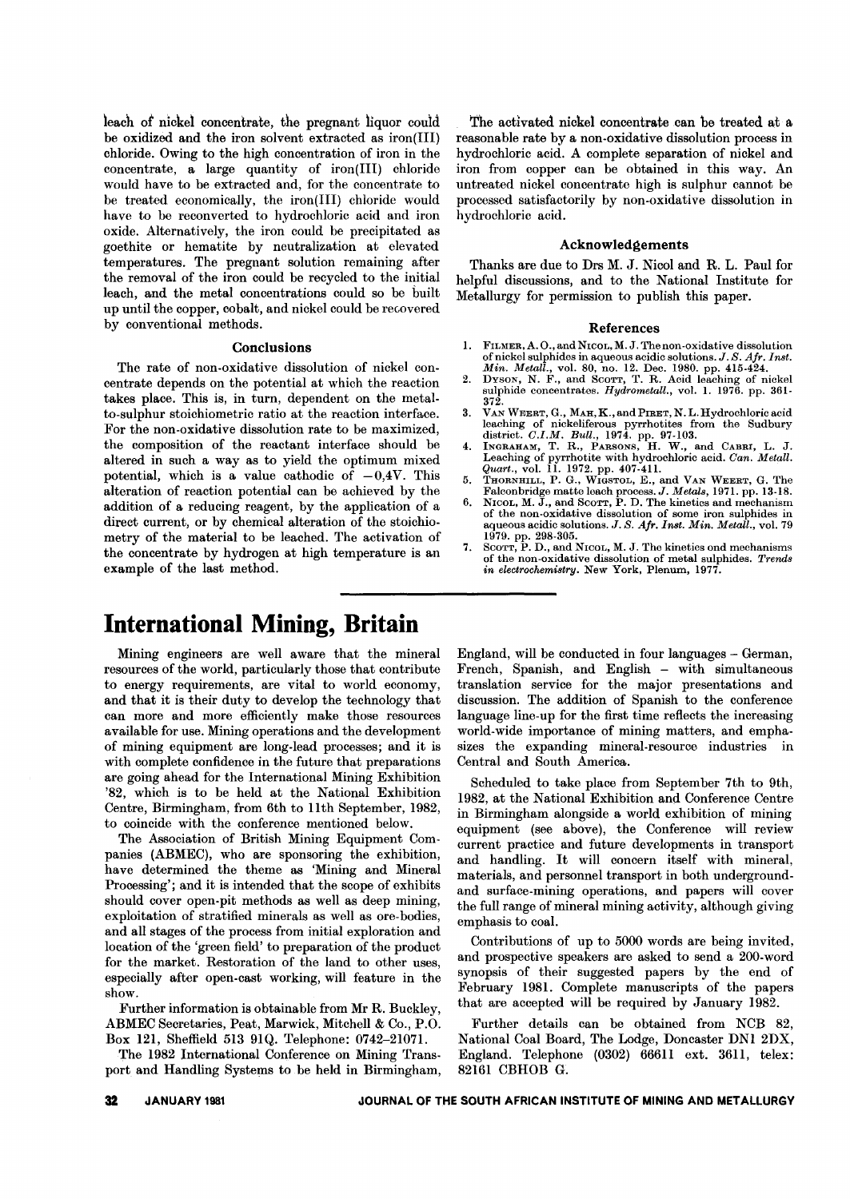leach of nickel concentrate, the pregnant liquor could be oxidized and the iron solvent extracted as iron(III) chloride. Owing to the high concentration of iron in the concentrate, a large quantity of iron(III) chloride would have to be extracted and, for the concentrate to be treated economically, the iron(III) chloride would have to be reconverted to hydrochloric acid and iron oxide. Alternatively, the iron could be precipitated as goethite or hematite by neutralization at elevated temperatures. The pregnant solution remaining after the removal of the iron could be recycled to the initial leach, and the metal concentrations could so be built up until the copper, cobalt, and nickel could be recovered by conventional methods.

## Conclusions

The rate of non-oxidative dissolution of nickel concentrate depends on the potential at which the reaction takes place. This is, in turn, dependent on the metal-to-sulphur stoichiometric ratio at the reaction interface. For the non-oxidative dissolution rate to be maximized, the composition of the reactant interface should be altered in such a way as to yield the optimum mixed potential, which is a value cathodic of $-0{,}4$V. This alteration of reaction potential can be achieved by the addition of a reducing reagent, by the application of a direct current, or by chemical alteration of the stoichiometry of the material to be leached. The activation of the concentrate by hydrogen at high temperature is an example of the last method.

The activated nickel concentrate can be treated at a reasonable rate by a non-oxidative dissolution process in hydrochloric acid. A complete separation of nickel and iron from copper can be obtained in this way. An untreated nickel concentrate high is sulphur cannot be processed satisfactorily by non-oxidative dissolution in hydrochloric acid.

## Acknowledgements

Thanks are due to Drs M. J. Nicol and R. L. Paul for helpful discussions, and to the National Institute for Metallurgy for permission to publish this paper.

## References

1. Filmer, A. O., and Nicol, M. J. The non-oxidative dissolution of nickel sulphides in aqueous acidic solutions. *J. S. Afr. Inst. Min. Metall.*, vol. 80, no. 12. Dec. 1980. pp. 415-424.
2. Dyson, N. F., and Scott, T. R. Acid leaching of nickel sulphide concentrates. *Hydrometall.*, vol. 1. 1976. pp. 361-372.
3. Van Weert, G., Mah, K., and Piret, N. L. Hydrochloric acid leaching of nickeliferous pyrrhotites from the Sudbury district. *C.I.M. Bull.*, 1974. pp. 97-103.
4. Ingraham, T. R., Parsons, H. W., and Cabri, L. J. Leaching of pyrrhotite with hydrochloric acid. *Can. Metall. Quart.*, vol. 11. 1972. pp. 407-411.
5. Thornhill, P. G., Wigstol, E., and Van Weert, G. The Falconbridge matte leach process. *J. Metals*, 1971. pp. 13-18.
6. Nicol, M. J., and Scott, P. D. The kinetics and mechanism of the non-oxidative dissolution of some iron sulphides in aqueous acidic solutions. *J. S. Afr. Inst. Min. Metall.*, vol. 79 1979. pp. 298-305.
7. Scott, P. D., and Nicol, M. J. The kinetics and mechanisms of the non-oxidative dissolution of metal sulphides. *Trends in electrochemistry*. New York, Plenum, 1977.

# International Mining, Britain

Mining engineers are well aware that the mineral resources of the world, particularly those that contribute to energy requirements, are vital to world economy, and that it is their duty to develop the technology that can more and more efficiently make those resources available for use. Mining operations and the development of mining equipment are long-lead processes; and it is with complete confidence in the future that preparations are going ahead for the International Mining Exhibition '82, which is to be held at the National Exhibition Centre, Birmingham, from 6th to 11th September, 1982, to coincide with the conference mentioned below.

The Association of British Mining Equipment Companies (ABMEC), who are sponsoring the exhibition, have determined the theme as 'Mining and Mineral Processing'; and it is intended that the scope of exhibits should cover open-pit methods as well as deep mining, exploitation of stratified minerals as well as ore-bodies, and all stages of the process from initial exploration and location of the 'green field' to preparation of the product for the market. Restoration of the land to other uses, especially after open-cast working, will feature in the show.

Further information is obtainable from Mr R. Buckley, ABMEC Secretaries, Peat, Marwick, Mitchell & Co., P.O. Box 121, Sheffield 513 91Q. Telephone: 0742-21071.

The 1982 International Conference on Mining Transport and Handling Systems to be held in Birmingham, England, will be conducted in four languages – German, French, Spanish, and English – with simultaneous translation service for the major presentations and discussion. The addition of Spanish to the conference language line-up for the first time reflects the increasing world-wide importance of mining matters, and emphasizes the expanding mineral-resource industries in Central and South America.

Scheduled to take place from September 7th to 9th, 1982, at the National Exhibition and Conference Centre in Birmingham alongside a world exhibition of mining equipment (see above), the Conference will review current practice and future developments in transport and handling. It will concern itself with mineral, materials, and personnel transport in both underground- and surface-mining operations, and papers will cover the full range of mineral mining activity, although giving emphasis to coal.

Contributions of up to 5000 words are being invited, and prospective speakers are asked to send a 200-word synopsis of their suggested papers by the end of February 1981. Complete manuscripts of the papers that are accepted will be required by January 1982.

Further details can be obtained from NCB 82, National Coal Board, The Lodge, Doncaster DN1 2DX, England. Telephone (0302) 66611 ext. 3611, telex: 82161 CBHOB G.